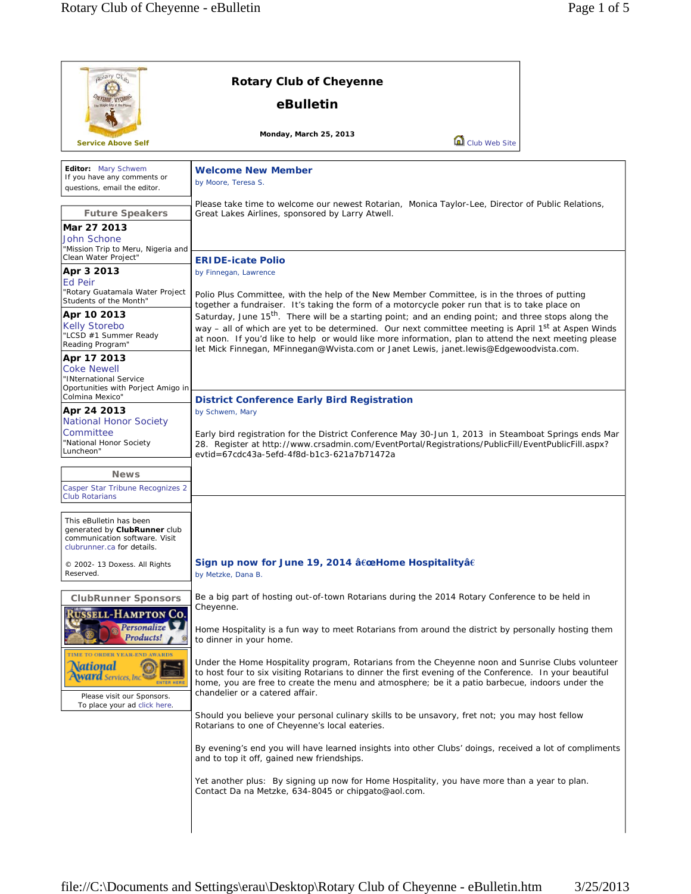Service Above Self

# Rotary Club of Cheyenne

## eBulletin

**Monday, March 25, 2013**

Club Web Site

**Editor:** Mary Schwem
If you have any comments or questions, email the editor.

### Future Speakers

**Mar 27 2013**
John Schone
"Mission Trip to Meru, Nigeria and Clean Water Project"

**Apr 3 2013**
Ed Peir
"Rotary Guatamala Water Project Students of the Month"

**Apr 10 2013**
Kelly Storebo
"LCSD #1 Summer Ready Reading Program"

**Apr 17 2013**
Coke Newell
"INternational Service Oportunities with Porject Amigo in Colmina Mexico"

**Apr 24 2013**
National Honor Society Committee
"National Honor Society Luncheon"

### News

Casper Star Tribune Recognizes 2 Club Rotarians

This eBulletin has been generated by **ClubRunner** club communication software. Visit clubrunner.ca for details.

© 2002- 13 Doxess. All Rights Reserved.

### ClubRunner Sponsors

Please visit our Sponsors.
To place your ad click here.

## Welcome New Member

by Moore, Teresa S.

Please take time to welcome our newest Rotarian, Monica Taylor-Lee, Director of Public Relations, Great Lakes Airlines, sponsored by Larry Atwell.

## ERIDE-icate Polio

by Finnegan, Lawrence

Polio Plus Committee, with the help of the New Member Committee, is in the throes of putting together a fundraiser. It's taking the form of a motorcycle poker run that is to take place on Saturday, June 15th. There will be a starting point; and an ending point; and three stops along the way – all of which are yet to be determined. Our next committee meeting is April 1st at Aspen Winds at noon. If you'd like to help or would like more information, plan to attend the next meeting please let Mick Finnegan, MFinnegan@Wvista.com or Janet Lewis, janet.lewis@Edgewoodvista.com.

## District Conference Early Bird Registration

by Schwem, Mary

Early bird registration for the District Conference May 30-Jun 1, 2013 in Steamboat Springs ends Mar 28. Register at http://www.crsadmin.com/EventPortal/Registrations/PublicFill/EventPublicFill.aspx?evtid=67cdc43a-5efd-4f8d-b1c3-621a7b71472a

## Sign up now for June 19, 2014 â€œHome Hospitalityâ€

by Metzke, Dana B.

Be a big part of hosting out-of-town Rotarians during the 2014 Rotary Conference to be held in Cheyenne.

Home Hospitality is a fun way to meet Rotarians from around the district by personally hosting them to dinner in your home.

Under the Home Hospitality program, Rotarians from the Cheyenne noon and Sunrise Clubs volunteer to host four to six visiting Rotarians to dinner the first evening of the Conference. In your beautiful home, you are free to create the menu and atmosphere; be it a patio barbecue, indoors under the chandelier or a catered affair.

Should you believe your personal culinary skills to be unsavory, fret not; you may host fellow Rotarians to one of Cheyenne's local eateries.

By evening's end you will have learned insights into other Clubs' doings, received a lot of compliments and to top it off, gained new friendships.

Yet another plus: By signing up now for Home Hospitality, you have more than a year to plan. Contact Da na Metzke, 634-8045 or chipgato@aol.com.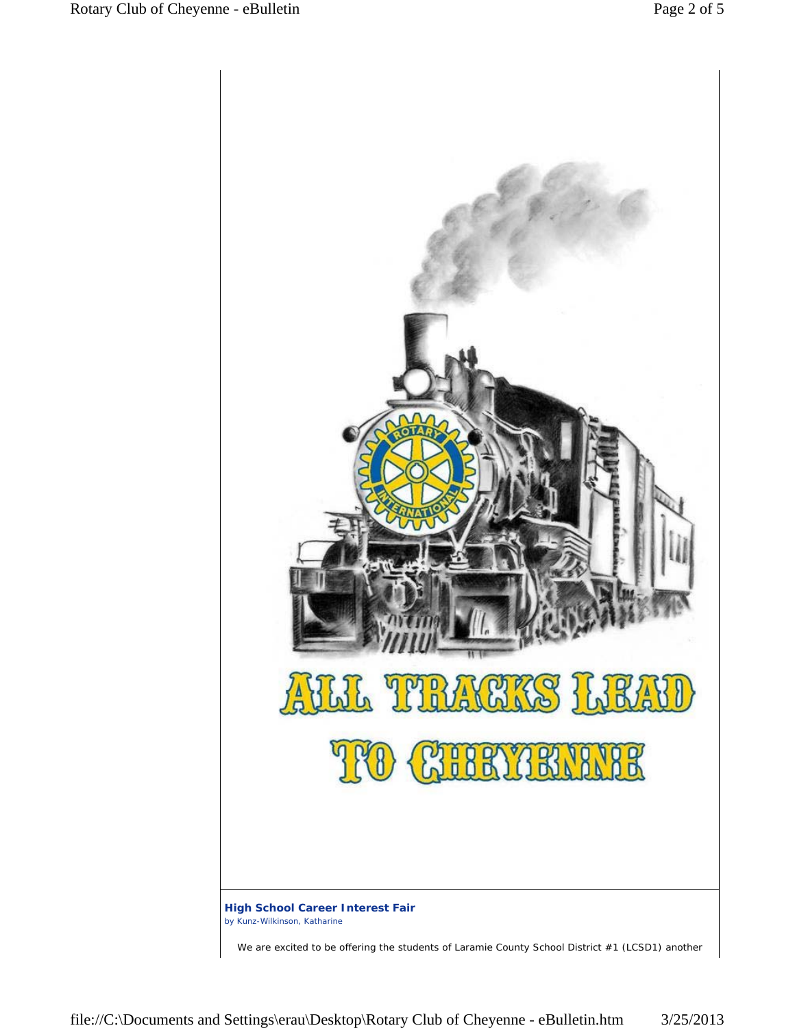ALL TRACKS LEAD TO CHEYENNE

**High School Career Interest Fair**

by Kunz-Wilkinson, Katharine

We are excited to be offering the students of Laramie County School District #1 (LCSD1) another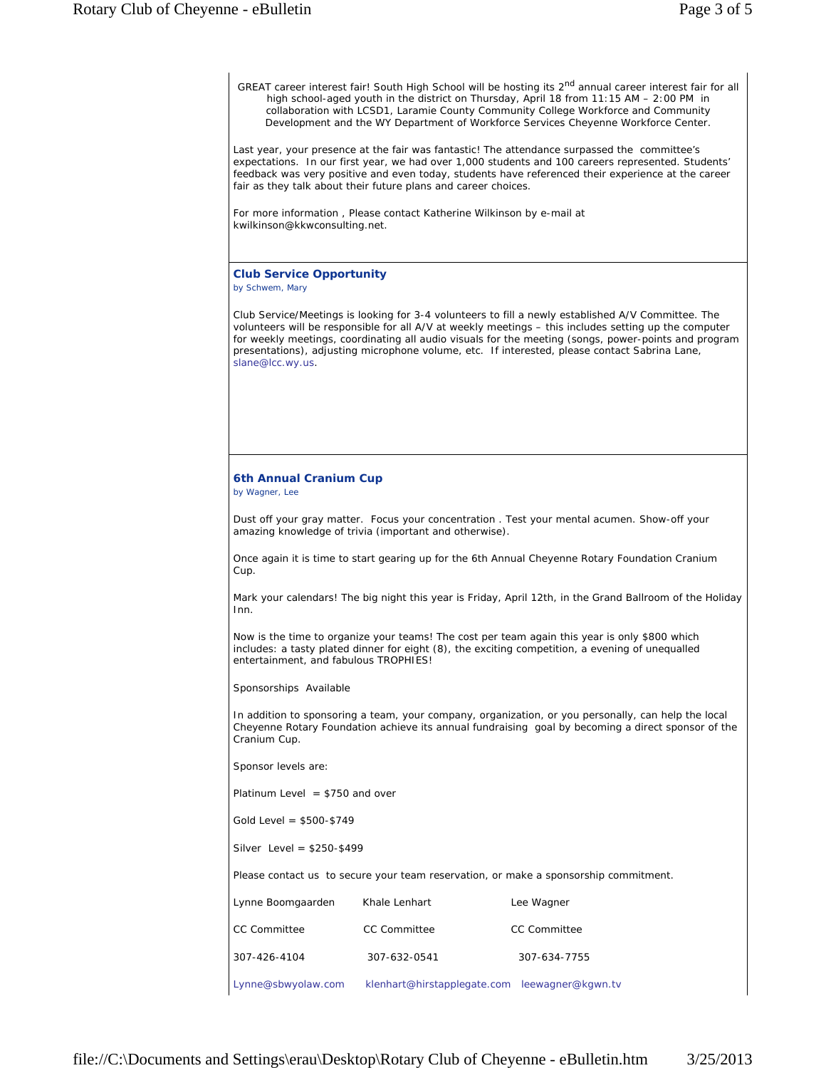GREAT career interest fair! South High School will be hosting its 2nd annual career interest fair for all high school-aged youth in the district on Thursday, April 18 from 11:15 AM – 2:00 PM in collaboration with LCSD1, Laramie County Community College Workforce and Community Development and the WY Department of Workforce Services Cheyenne Workforce Center.

Last year, your presence at the fair was fantastic! The attendance surpassed the committee's expectations. In our first year, we had over 1,000 students and 100 careers represented. Students' feedback was very positive and even today, students have referenced their experience at the career fair as they talk about their future plans and career choices.

For more information , Please contact Katherine Wilkinson by e-mail at kwilkinson@kkwconsulting.net.

### Club Service Opportunity

by Schwem, Mary

Club Service/Meetings is looking for 3-4 volunteers to fill a newly established A/V Committee. The volunteers will be responsible for all A/V at weekly meetings – this includes setting up the computer for weekly meetings, coordinating all audio visuals for the meeting (songs, power-points and program presentations), adjusting microphone volume, etc. If interested, please contact Sabrina Lane, slane@lcc.wy.us.

### 6th Annual Cranium Cup

by Wagner, Lee

Dust off your gray matter. Focus your concentration . Test your mental acumen. Show-off your amazing knowledge of trivia (important and otherwise).

Once again it is time to start gearing up for the 6th Annual Cheyenne Rotary Foundation Cranium Cup.

Mark your calendars! The big night this year is Friday, April 12th, in the Grand Ballroom of the Holiday Inn.

Now is the time to organize your teams! The cost per team again this year is only $800 which includes: a tasty plated dinner for eight (8), the exciting competition, a evening of unequalled entertainment, and fabulous TROPHIES!

Sponsorships Available

In addition to sponsoring a team, your company, organization, or you personally, can help the local Cheyenne Rotary Foundation achieve its annual fundraising goal by becoming a direct sponsor of the Cranium Cup.

Sponsor levels are:

Platinum Level = $750 and over

Gold Level = $500-$749

Silver Level = $250-$499

Please contact us to secure your team reservation, or make a sponsorship commitment.

| Lynne Boomgaarden | Khale Lenhart | Lee Wagner |
|---|---|---|
| CC Committee | CC Committee | CC Committee |
| 307-426-4104 | 307-632-0541 | 307-634-7755 |
| Lynne@sbwyolaw.com | klenhart@hirstapplegate.com | leewagner@kgwn.tv |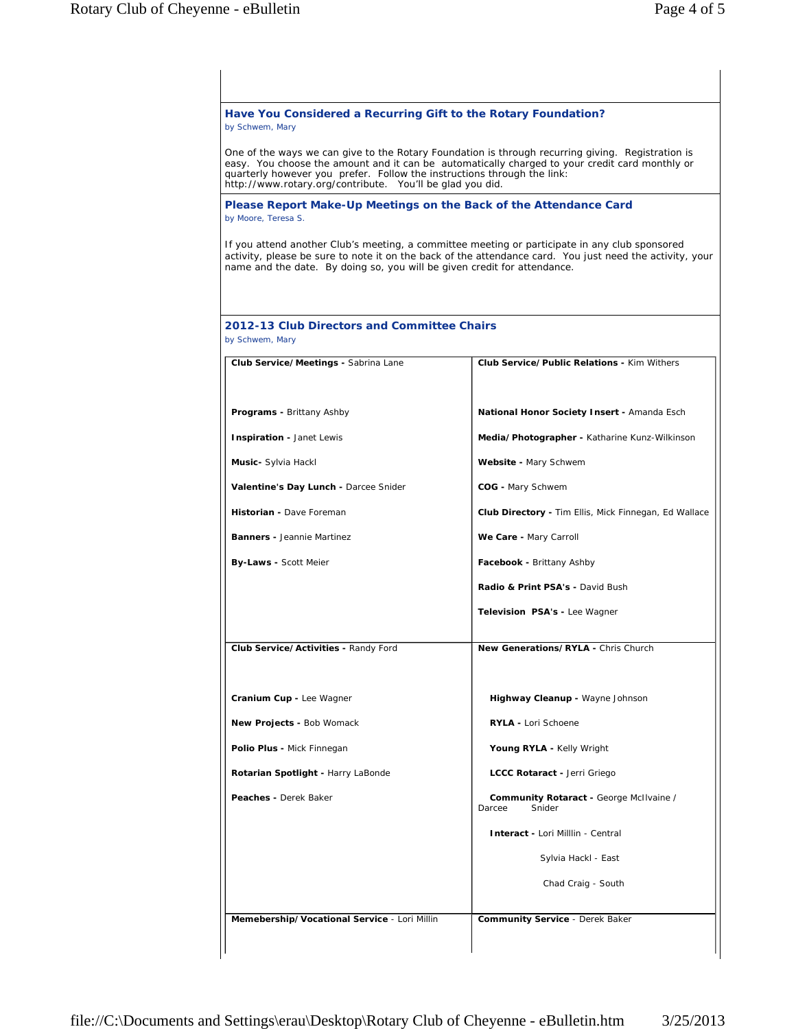### Have You Considered a Recurring Gift to the Rotary Foundation?

by Schwem, Mary

One of the ways we can give to the Rotary Foundation is through recurring giving. Registration is easy. You choose the amount and it can be automatically charged to your credit card monthly or quarterly however you prefer. Follow the instructions through the link: http://www.rotary.org/contribute. You'll be glad you did.

### Please Report Make-Up Meetings on the Back of the Attendance Card

by Moore, Teresa S.

If you attend another Club's meeting, a committee meeting or participate in any club sponsored activity, please be sure to note it on the back of the attendance card. You just need the activity, your name and the date. By doing so, you will be given credit for attendance.

### 2012-13 Club Directors and Committee Chairs

by Schwem, Mary

| | |
|---|---|
| **Club Service/Meetings -** Sabrina Lane<br><br>**Programs -** Brittany Ashby<br>**Inspiration -** Janet Lewis<br>**Music-** Sylvia Hackl<br>**Valentine's Day Lunch -** Darcee Snider<br>**Historian -** Dave Foreman<br>**Banners -** Jeannie Martinez<br>**By-Laws -** Scott Meier | **Club Service/Public Relations -** Kim Withers<br><br>**National Honor Society Insert -** Amanda Esch<br>**Media/Photographer -** Katharine Kunz-Wilkinson<br>**Website -** Mary Schwem<br>**COG -** Mary Schwem<br>**Club Directory -** Tim Ellis, Mick Finnegan, Ed Wallace<br>**We Care -** Mary Carroll<br>**Facebook -** Brittany Ashby<br>**Radio & Print PSA's -** David Bush<br>**Television PSA's -** Lee Wagner |
| **Club Service/Activities -** Randy Ford<br><br>**Cranium Cup -** Lee Wagner<br>**New Projects -** Bob Womack<br>**Polio Plus -** Mick Finnegan<br>**Rotarian Spotlight -** Harry LaBonde<br>**Peaches -** Derek Baker | **New Generations/RYLA -** Chris Church<br><br>**Highway Cleanup -** Wayne Johnson<br>**RYLA -** Lori Schoene<br>**Young RYLA -** Kelly Wright<br>**LCCC Rotaract -** Jerri Griego<br>**Community Rotaract -** George McIlvaine / Darcee Snider<br>**Interact -** Lori Milllin - Central<br>Sylvia Hackl - East<br>Chad Craig - South |
| **Memebership/Vocational Service** - Lori Millin | **Community Service** - Derek Baker |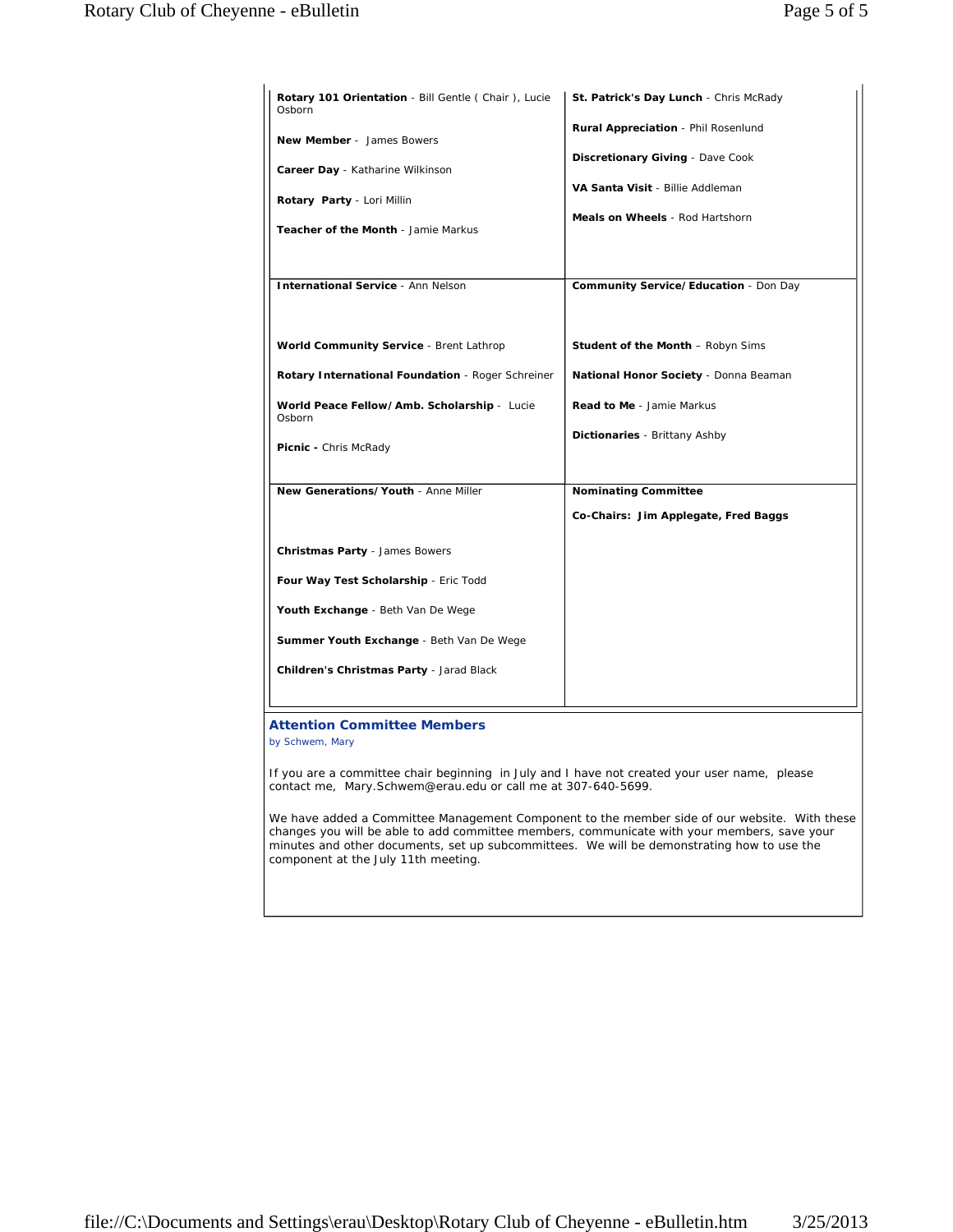| | |
|---|---|
| **Rotary 101 Orientation** - Bill Gentle ( Chair ), Lucie Osborn<br><br>**New Member** - James Bowers<br><br>**Career Day** - Katharine Wilkinson<br><br>**Rotary Party** - Lori Millin<br><br>**Teacher of the Month** - Jamie Markus | **St. Patrick's Day Lunch** - Chris McRady<br><br>**Rural Appreciation** - Phil Rosenlund<br><br>**Discretionary Giving** - Dave Cook<br><br>**VA Santa Visit** - Billie Addleman<br><br>**Meals on Wheels** - Rod Hartshorn |
| **International Service** - Ann Nelson<br><br>**World Community Service** - Brent Lathrop<br><br>**Rotary International Foundation** - Roger Schreiner<br><br>**World Peace Fellow/Amb. Scholarship** - Lucie Osborn<br><br>**Picnic -** Chris McRady | **Community Service/Education** - Don Day<br><br>**Student of the Month** – Robyn Sims<br><br>**National Honor Society** - Donna Beaman<br><br>**Read to Me** - Jamie Markus<br><br>**Dictionaries** - Brittany Ashby |
| **New Generations/Youth** - Anne Miller<br><br>**Christmas Party** - James Bowers<br><br>**Four Way Test Scholarship** - Eric Todd<br><br>**Youth Exchange** - Beth Van De Wege<br><br>**Summer Youth Exchange** - Beth Van De Wege<br><br>**Children's Christmas Party** - Jarad Black | **Nominating Committee**<br><br>**Co-Chairs: Jim Applegate, Fred Baggs** |

## Attention Committee Members

by Schwem, Mary

If you are a committee chair beginning in July and I have not created your user name, please contact me, Mary.Schwem@erau.edu or call me at 307-640-5699.

We have added a Committee Management Component to the member side of our website. With these changes you will be able to add committee members, communicate with your members, save your minutes and other documents, set up subcommittees. We will be demonstrating how to use the component at the July 11th meeting.